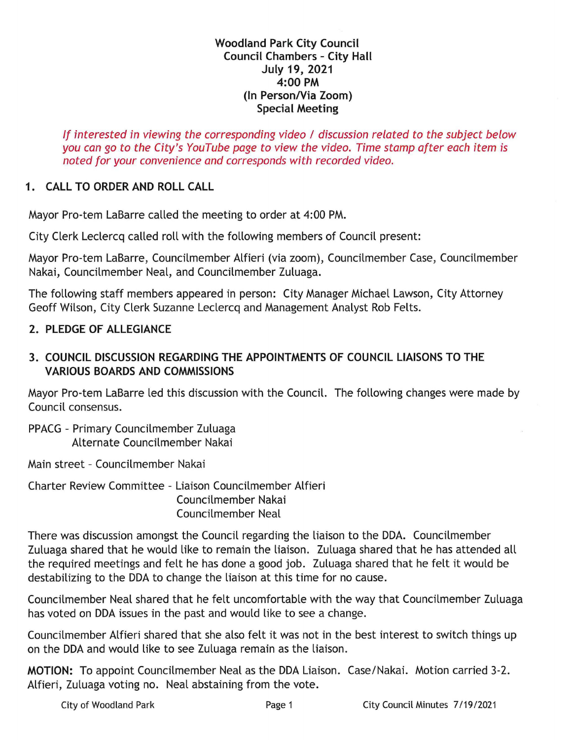**Woodland Park City Council**
**Council Chambers – City Hall**
**July 19, 2021**
**4:00 PM**
**(In Person/Via Zoom)**
**Special Meeting**

*If interested in viewing the corresponding video / discussion related to the subject below you can go to the City's YouTube page to view the video. Time stamp after each item is noted for your convenience and corresponds with recorded video.*

## 1. CALL TO ORDER AND ROLL CALL

Mayor Pro-tem LaBarre called the meeting to order at 4:00 PM.

City Clerk Leclercq called roll with the following members of Council present:

Mayor Pro-tem LaBarre, Councilmember Alfieri (via zoom), Councilmember Case, Councilmember Nakai, Councilmember Neal, and Councilmember Zuluaga.

The following staff members appeared in person: City Manager Michael Lawson, City Attorney Geoff Wilson, City Clerk Suzanne Leclercq and Management Analyst Rob Felts.

## 2. PLEDGE OF ALLEGIANCE

## 3. COUNCIL DISCUSSION REGARDING THE APPOINTMENTS OF COUNCIL LIAISONS TO THE VARIOUS BOARDS AND COMMISSIONS

Mayor Pro-tem LaBarre led this discussion with the Council. The following changes were made by Council consensus.

PPACG – Primary Councilmember Zuluaga
Alternate Councilmember Nakai

Main street – Councilmember Nakai

Charter Review Committee – Liaison Councilmember Alfieri
Councilmember Nakai
Councilmember Neal

There was discussion amongst the Council regarding the liaison to the DDA. Councilmember Zuluaga shared that he would like to remain the liaison. Zuluaga shared that he has attended all the required meetings and felt he has done a good job. Zuluaga shared that he felt it would be destabilizing to the DDA to change the liaison at this time for no cause.

Councilmember Neal shared that he felt uncomfortable with the way that Councilmember Zuluaga has voted on DDA issues in the past and would like to see a change.

Councilmember Alfieri shared that she also felt it was not in the best interest to switch things up on the DDA and would like to see Zuluaga remain as the liaison.

**MOTION:** To appoint Councilmember Neal as the DDA Liaison. Case/Nakai. Motion carried 3-2. Alfieri, Zuluaga voting no. Neal abstaining from the vote.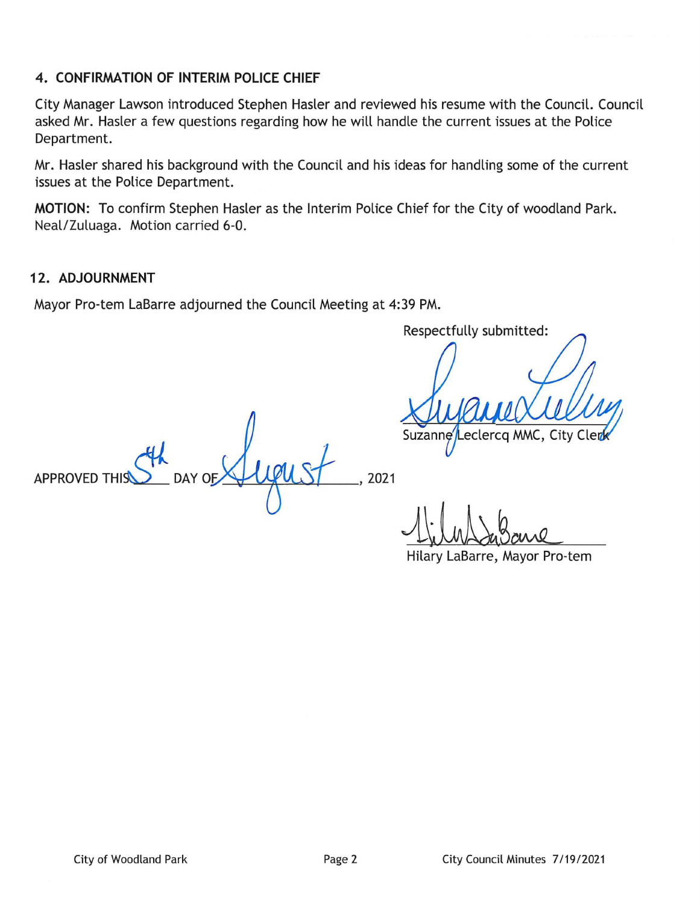## 4. CONFIRMATION OF INTERIM POLICE CHIEF

City Manager Lawson introduced Stephen Hasler and reviewed his resume with the Council. Council asked Mr. Hasler a few questions regarding how he will handle the current issues at the Police Department.

Mr. Hasler shared his background with the Council and his ideas for handling some of the current issues at the Police Department.

**MOTION:** To confirm Stephen Hasler as the Interim Police Chief for the City of woodland Park. Neal/Zuluaga. Motion carried 6-0.

## 12. ADJOURNMENT

Mayor Pro-tem LaBarre adjourned the Council Meeting at 4:39 PM.

Respectfully submitted:

Suzanne Leclercq MMC, City Clerk

APPROVED THIS 5th DAY OF August, 2021

Hilary LaBarre, Mayor Pro-tem